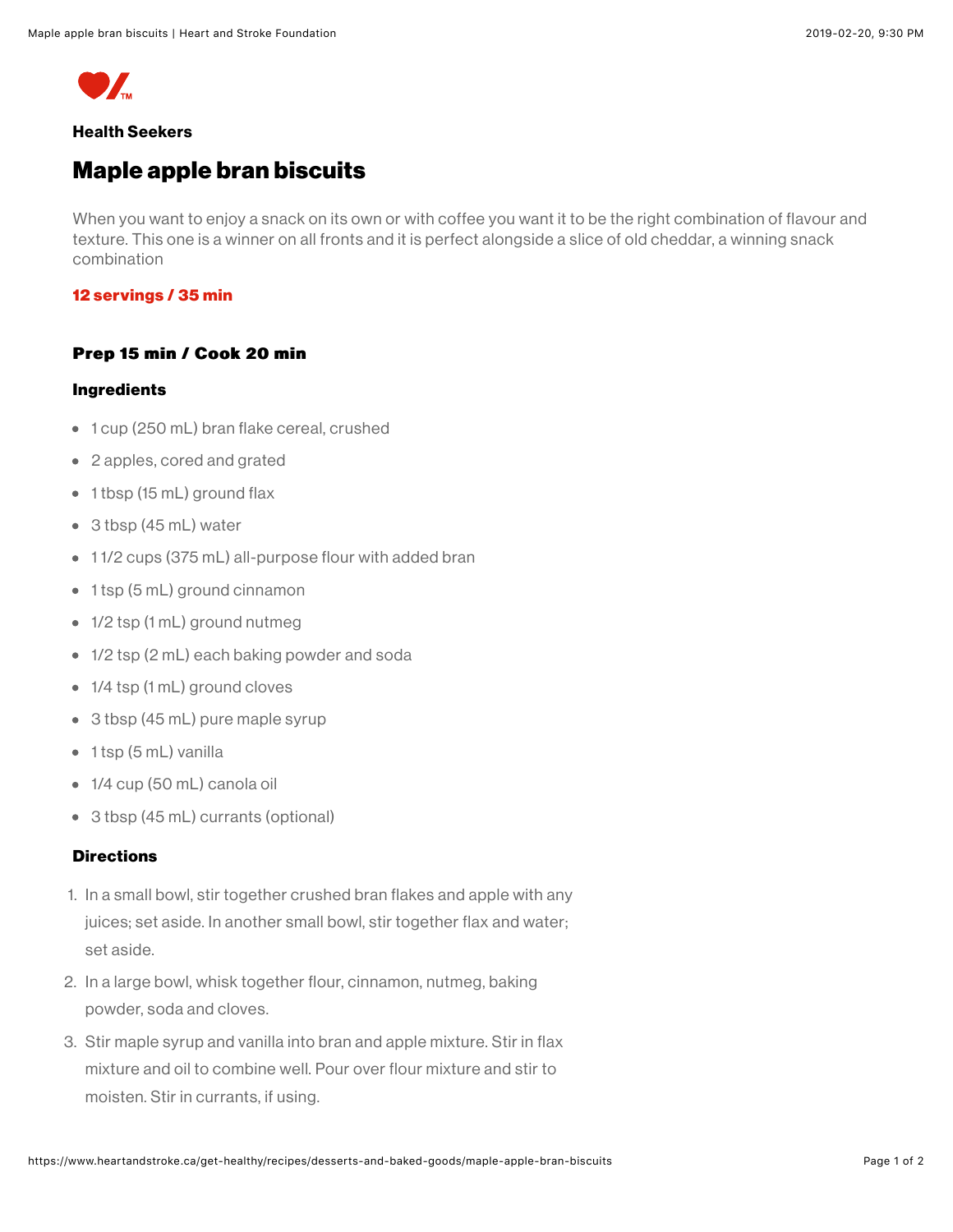**Health Seekers**

# Maple apple bran biscuits

When you want to enjoy a snack on its own or with coffee you want it to be the right combination of flavour and texture. This one is a winner on all fronts and it is perfect alongside a slice of old cheddar, a winning snack combination

**12 servings / 35 min**

### Prep 15 min / Cook 20 min

### Ingredients

- 1 cup (250 mL) bran flake cereal, crushed
- 2 apples, cored and grated
- 1 tbsp (15 mL) ground flax
- 3 tbsp (45 mL) water
- 1 1/2 cups (375 mL) all-purpose flour with added bran
- 1 tsp (5 mL) ground cinnamon
- 1/2 tsp (1 mL) ground nutmeg
- 1/2 tsp (2 mL) each baking powder and soda
- 1/4 tsp (1 mL) ground cloves
- 3 tbsp (45 mL) pure maple syrup
- 1 tsp (5 mL) vanilla
- 1/4 cup (50 mL) canola oil
- 3 tbsp (45 mL) currants (optional)

### Directions

1. In a small bowl, stir together crushed bran flakes and apple with any juices; set aside. In another small bowl, stir together flax and water; set aside.
2. In a large bowl, whisk together flour, cinnamon, nutmeg, baking powder, soda and cloves.
3. Stir maple syrup and vanilla into bran and apple mixture. Stir in flax mixture and oil to combine well. Pour over flour mixture and stir to moisten. Stir in currants, if using.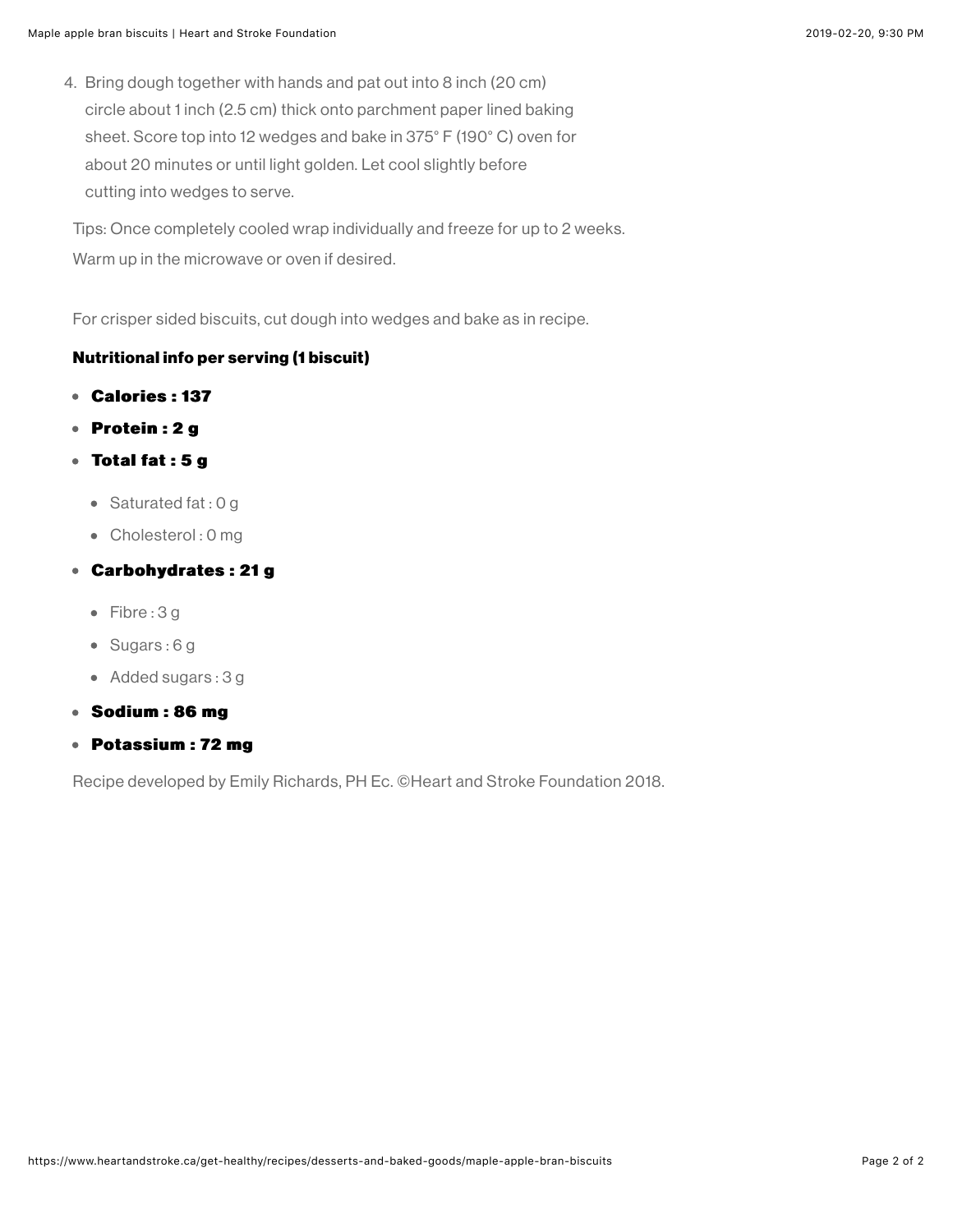4. Bring dough together with hands and pat out into 8 inch (20 cm) circle about 1 inch (2.5 cm) thick onto parchment paper lined baking sheet. Score top into 12 wedges and bake in 375° F (190° C) oven for about 20 minutes or until light golden. Let cool slightly before cutting into wedges to serve.

Tips: Once completely cooled wrap individually and freeze for up to 2 weeks.

Warm up in the microwave or oven if desired.

For crisper sided biscuits, cut dough into wedges and bake as in recipe.

**Nutritional info per serving (1 biscuit)**

- **Calories : 137**
- **Protein : 2 g**
- **Total fat : 5 g**
  - Saturated fat : 0 g
  - Cholesterol : 0 mg
- **Carbohydrates : 21 g**
  - Fibre : 3 g
  - Sugars : 6 g
  - Added sugars : 3 g
- **Sodium : 86 mg**
- **Potassium : 72 mg**

Recipe developed by Emily Richards, PH Ec. ©Heart and Stroke Foundation 2018.